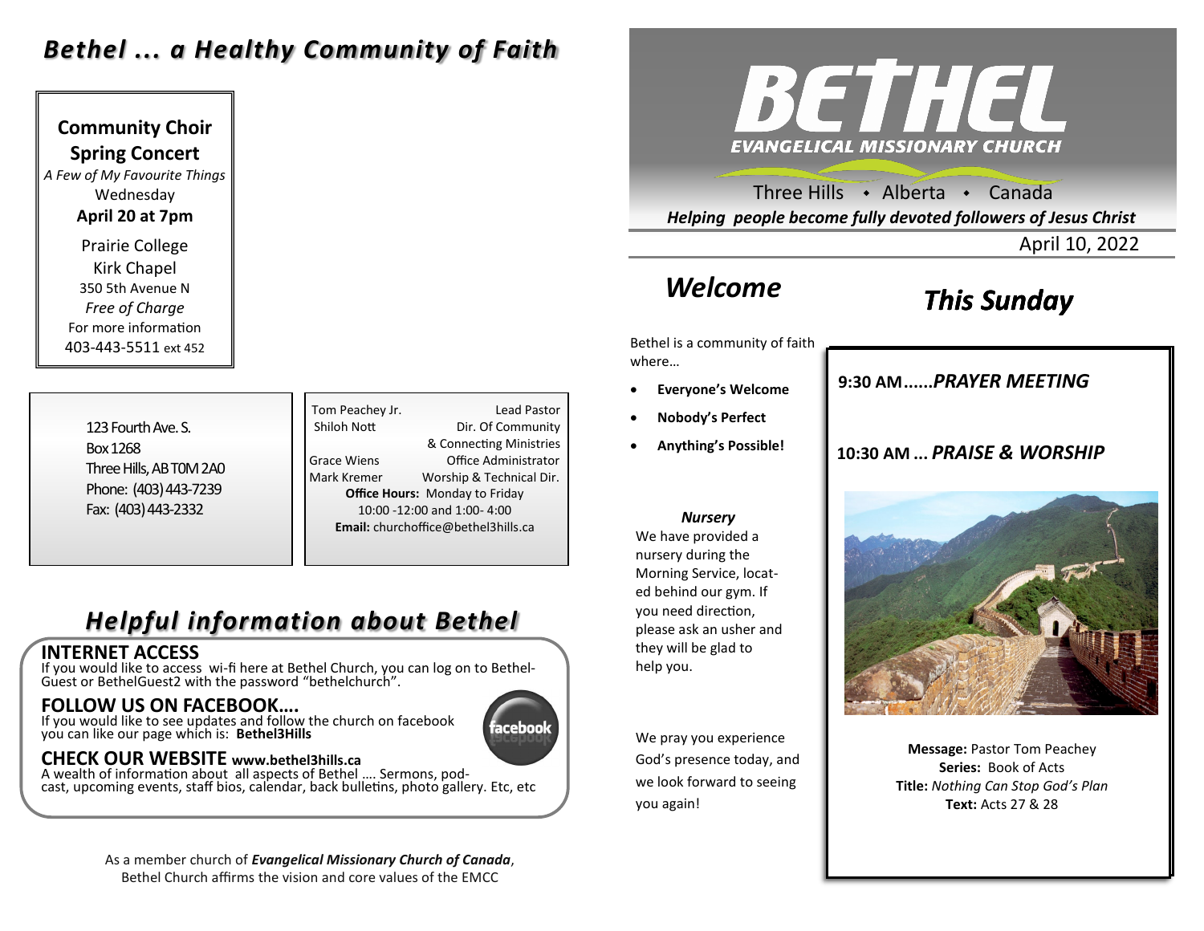# Bethel ... a Healthy Community of Faith

**Community Choir**
**Spring Concert**
*A Few of My Favourite Things*
Wednesday
**April 20 at 7pm**
Prairie College
Kirk Chapel
350 5th Avenue N
*Free of Charge*
For more information
403-443-5511 ext 452

123 Fourth Ave. S.
Box 1268
Three Hills, AB T0M 2A0
Phone: (403) 443-7239
Fax: (403) 443-2332

| | |
|---|---|
| Tom Peachey Jr. | Lead Pastor |
| Shiloh Nott | Dir. Of Community & Connecting Ministries |
| Grace Wiens | Office Administrator |
| Mark Kremer | Worship & Technical Dir. |

**Office Hours:** Monday to Friday
10:00 -12:00 and 1:00- 4:00
**Email:** churchoffice@bethel3hills.ca

## Helpful information about Bethel

### INTERNET ACCESS
If you would like to access wi-fi here at Bethel Church, you can log on to Bethel-Guest or BethelGuest2 with the password "bethelchurch".

### FOLLOW US ON FACEBOOK….
If you would like to see updates and follow the church on facebook you can like our page which is: **Bethel3Hills**

### CHECK OUR WEBSITE www.bethel3hills.ca
A wealth of information about all aspects of Bethel …. Sermons, podcast, upcoming events, staff bios, calendar, back bulletins, photo gallery. Etc, etc

As a member church of ***Evangelical Missionary Church of Canada***, Bethel Church affirms the vision and core values of the EMCC

# BETHEL
**EVANGELICAL MISSIONARY CHURCH**

Three Hills • Alberta • Canada

***Helping people become fully devoted followers of Jesus Christ***

April 10, 2022

## Welcome

Bethel is a community of faith where…

- **Everyone's Welcome**
- **Nobody's Perfect**
- **Anything's Possible!**

***Nursery***
We have provided a nursery during the Morning Service, located behind our gym. If you need direction, please ask an usher and they will be glad to help you.

We pray you experience God's presence today, and we look forward to seeing you again!

## This Sunday

**9:30 AM......*PRAYER MEETING***

**10:30 AM ... *PRAISE & WORSHIP***

**Message:** Pastor Tom Peachey
**Series:** Book of Acts
**Title:** *Nothing Can Stop God's Plan*
**Text:** Acts 27 & 28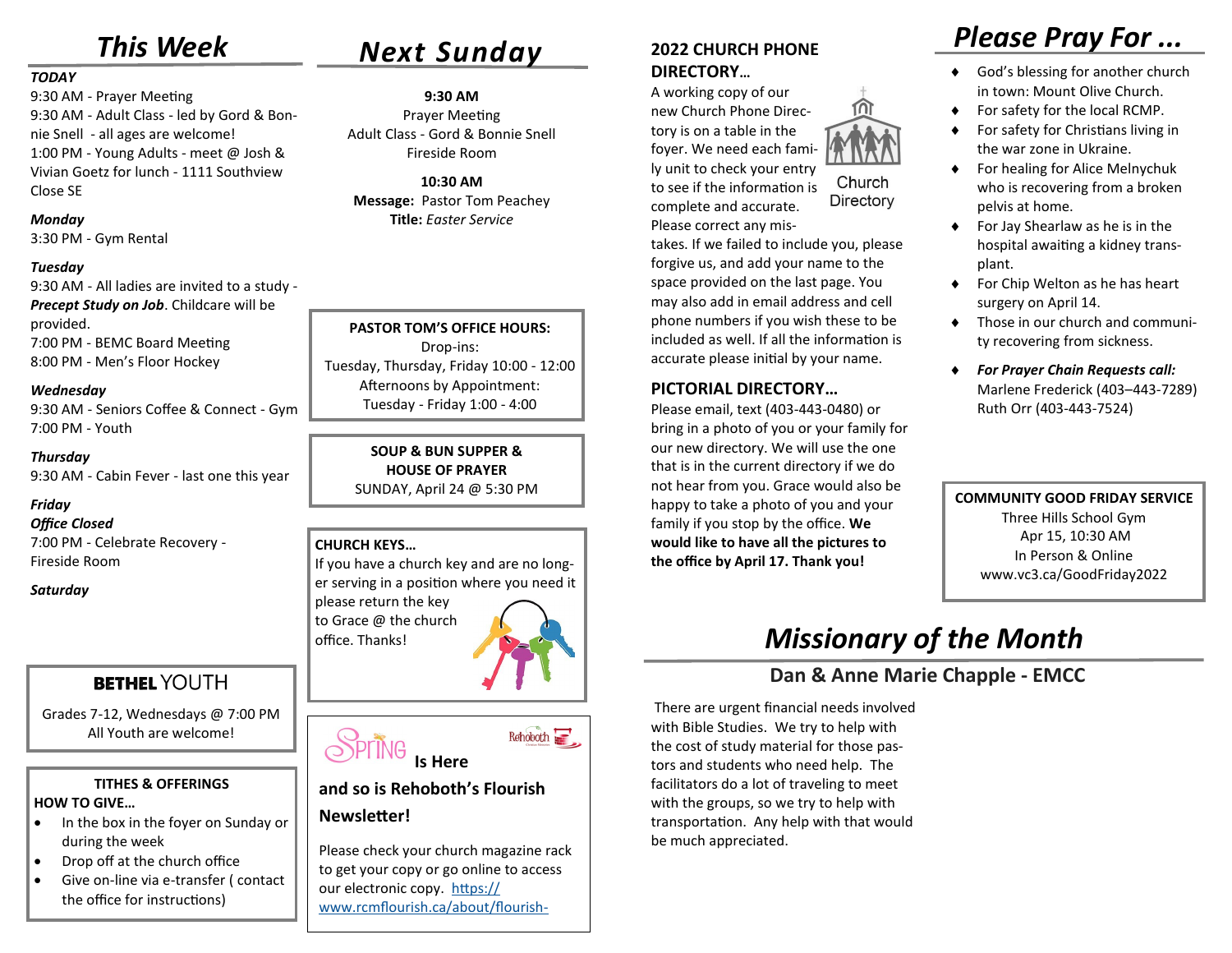# This Week

***TODAY***

9:30 AM - Prayer Meeting
9:30 AM - Adult Class - led by Gord & Bonnie Snell - all ages are welcome!
1:00 PM - Young Adults - meet @ Josh & Vivian Goetz for lunch - 1111 Southview Close SE

***Monday***

3:30 PM - Gym Rental

***Tuesday***

9:30 AM - All ladies are invited to a study - ***Precept Study on Job***. Childcare will be provided.
7:00 PM - BEMC Board Meeting
8:00 PM - Men's Floor Hockey

***Wednesday***

9:30 AM - Seniors Coffee & Connect - Gym
7:00 PM - Youth

***Thursday***

9:30 AM - Cabin Fever - last one this year

***Friday***

***Office Closed***
7:00 PM - Celebrate Recovery - Fireside Room

***Saturday***

## BETHEL YOUTH

Grades 7-12, Wednesdays @ 7:00 PM
All Youth are welcome!

**TITHES & OFFERINGS**
**HOW TO GIVE…**

- In the box in the foyer on Sunday or during the week
- Drop off at the church office
- Give on-line via e-transfer ( contact the office for instructions)

# Next Sunday

**9:30 AM**
Prayer Meeting
Adult Class - Gord & Bonnie Snell
Fireside Room

**10:30 AM**
**Message:** Pastor Tom Peachey
**Title:** *Easter Service*

**PASTOR TOM'S OFFICE HOURS:**
Drop-ins:
Tuesday, Thursday, Friday 10:00 - 12:00
Afternoons by Appointment:
Tuesday - Friday 1:00 - 4:00

**SOUP & BUN SUPPER & HOUSE OF PRAYER**
SUNDAY, April 24 @ 5:30 PM

**CHURCH KEYS…**
If you have a church key and are no longer serving in a position where you need it please return the key to Grace @ the church office. Thanks!

Spring **Is Here**

**and so is Rehoboth's Flourish Newsletter!**

Please check your church magazine rack to get your copy or go online to access our electronic copy. https://www.rcmflourish.ca/about/flourish-

**2022 CHURCH PHONE DIRECTORY…**

A working copy of our new Church Phone Directory is on a table in the foyer. We need each family unit to check your entry to see if the information is complete and accurate. Please correct any mistakes. If we failed to include you, please forgive us, and add your name to the space provided on the last page. You may also add in email address and cell phone numbers if you wish these to be included as well. If all the information is accurate please initial by your name.

Church Directory

**PICTORIAL DIRECTORY…**

Please email, text (403-443-0480) or bring in a photo of you or your family for our new directory. We will use the one that is in the current directory if we do not hear from you. Grace would also be happy to take a photo of you and your family if you stop by the office. **We would like to have all the pictures to the office by April 17. Thank you!**

# Please Pray For ...

- God's blessing for another church in town: Mount Olive Church.
- For safety for the local RCMP.
- For safety for Christians living in the war zone in Ukraine.
- For healing for Alice Melnychuk who is recovering from a broken pelvis at home.
- For Jay Shearlaw as he is in the hospital awaiting a kidney transplant.
- For Chip Welton as he has heart surgery on April 14.
- Those in our church and community recovering from sickness.
- ***For Prayer Chain Requests call:*** Marlene Frederick (403–443-7289) Ruth Orr (403-443-7524)

**COMMUNITY GOOD FRIDAY SERVICE**
Three Hills School Gym
Apr 15, 10:30 AM
In Person & Online
www.vc3.ca/GoodFriday2022

# Missionary of the Month

## Dan & Anne Marie Chapple - EMCC

There are urgent financial needs involved with Bible Studies. We try to help with the cost of study material for those pastors and students who need help. The facilitators do a lot of traveling to meet with the groups, so we try to help with transportation. Any help with that would be much appreciated.